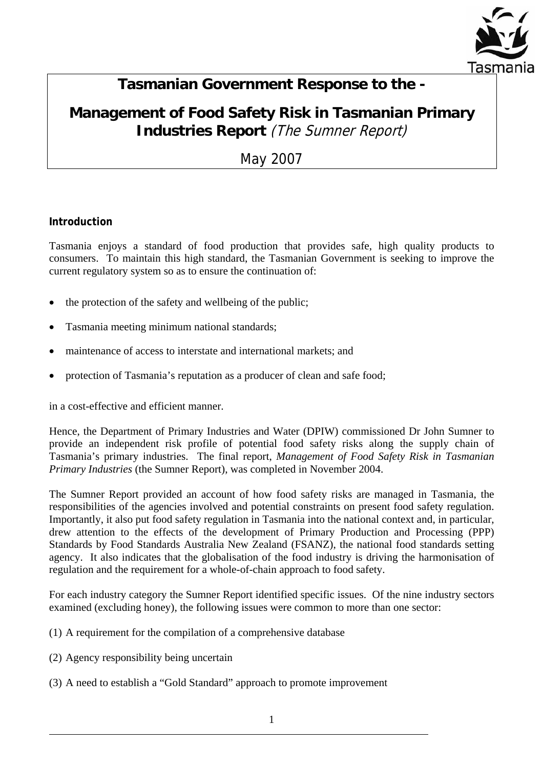# Tasmanian Government Response to the -

# Management of Food Safety Risk in Tasmanian Primary Industries Report *(The Sumner Report)*

May 2007

**Introduction**

Tasmania enjoys a standard of food production that provides safe, high quality products to consumers. To maintain this high standard, the Tasmanian Government is seeking to improve the current regulatory system so as to ensure the continuation of:

- the protection of the safety and wellbeing of the public;
- Tasmania meeting minimum national standards;
- maintenance of access to interstate and international markets; and
- protection of Tasmania's reputation as a producer of clean and safe food;

in a cost-effective and efficient manner.

Hence, the Department of Primary Industries and Water (DPIW) commissioned Dr John Sumner to provide an independent risk profile of potential food safety risks along the supply chain of Tasmania's primary industries. The final report, *Management of Food Safety Risk in Tasmanian Primary Industries* (the Sumner Report), was completed in November 2004.

The Sumner Report provided an account of how food safety risks are managed in Tasmania, the responsibilities of the agencies involved and potential constraints on present food safety regulation. Importantly, it also put food safety regulation in Tasmania into the national context and, in particular, drew attention to the effects of the development of Primary Production and Processing (PPP) Standards by Food Standards Australia New Zealand (FSANZ), the national food standards setting agency. It also indicates that the globalisation of the food industry is driving the harmonisation of regulation and the requirement for a whole-of-chain approach to food safety.

For each industry category the Sumner Report identified specific issues. Of the nine industry sectors examined (excluding honey), the following issues were common to more than one sector:

(1) A requirement for the compilation of a comprehensive database

(2) Agency responsibility being uncertain

(3) A need to establish a "Gold Standard" approach to promote improvement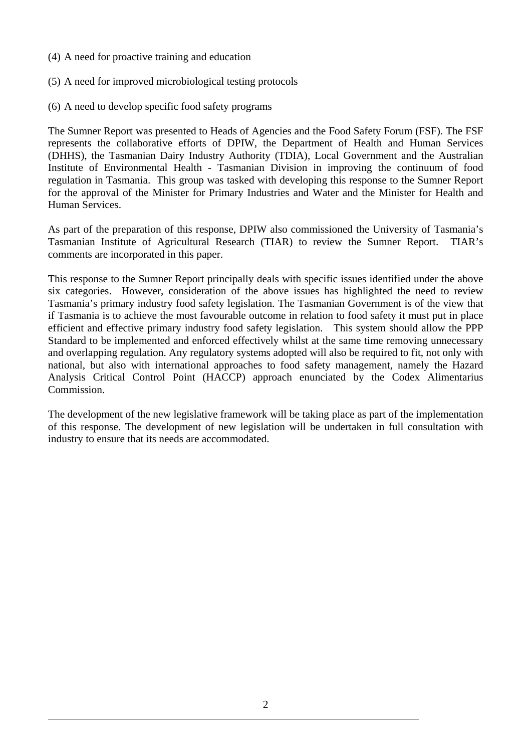(4) A need for proactive training and education

(5) A need for improved microbiological testing protocols

(6) A need to develop specific food safety programs

The Sumner Report was presented to Heads of Agencies and the Food Safety Forum (FSF). The FSF represents the collaborative efforts of DPIW, the Department of Health and Human Services (DHHS), the Tasmanian Dairy Industry Authority (TDIA), Local Government and the Australian Institute of Environmental Health - Tasmanian Division in improving the continuum of food regulation in Tasmania. This group was tasked with developing this response to the Sumner Report for the approval of the Minister for Primary Industries and Water and the Minister for Health and Human Services.

As part of the preparation of this response, DPIW also commissioned the University of Tasmania's Tasmanian Institute of Agricultural Research (TIAR) to review the Sumner Report. TIAR's comments are incorporated in this paper.

This response to the Sumner Report principally deals with specific issues identified under the above six categories. However, consideration of the above issues has highlighted the need to review Tasmania's primary industry food safety legislation. The Tasmanian Government is of the view that if Tasmania is to achieve the most favourable outcome in relation to food safety it must put in place efficient and effective primary industry food safety legislation. This system should allow the PPP Standard to be implemented and enforced effectively whilst at the same time removing unnecessary and overlapping regulation. Any regulatory systems adopted will also be required to fit, not only with national, but also with international approaches to food safety management, namely the Hazard Analysis Critical Control Point (HACCP) approach enunciated by the Codex Alimentarius Commission.

The development of the new legislative framework will be taking place as part of the implementation of this response. The development of new legislation will be undertaken in full consultation with industry to ensure that its needs are accommodated.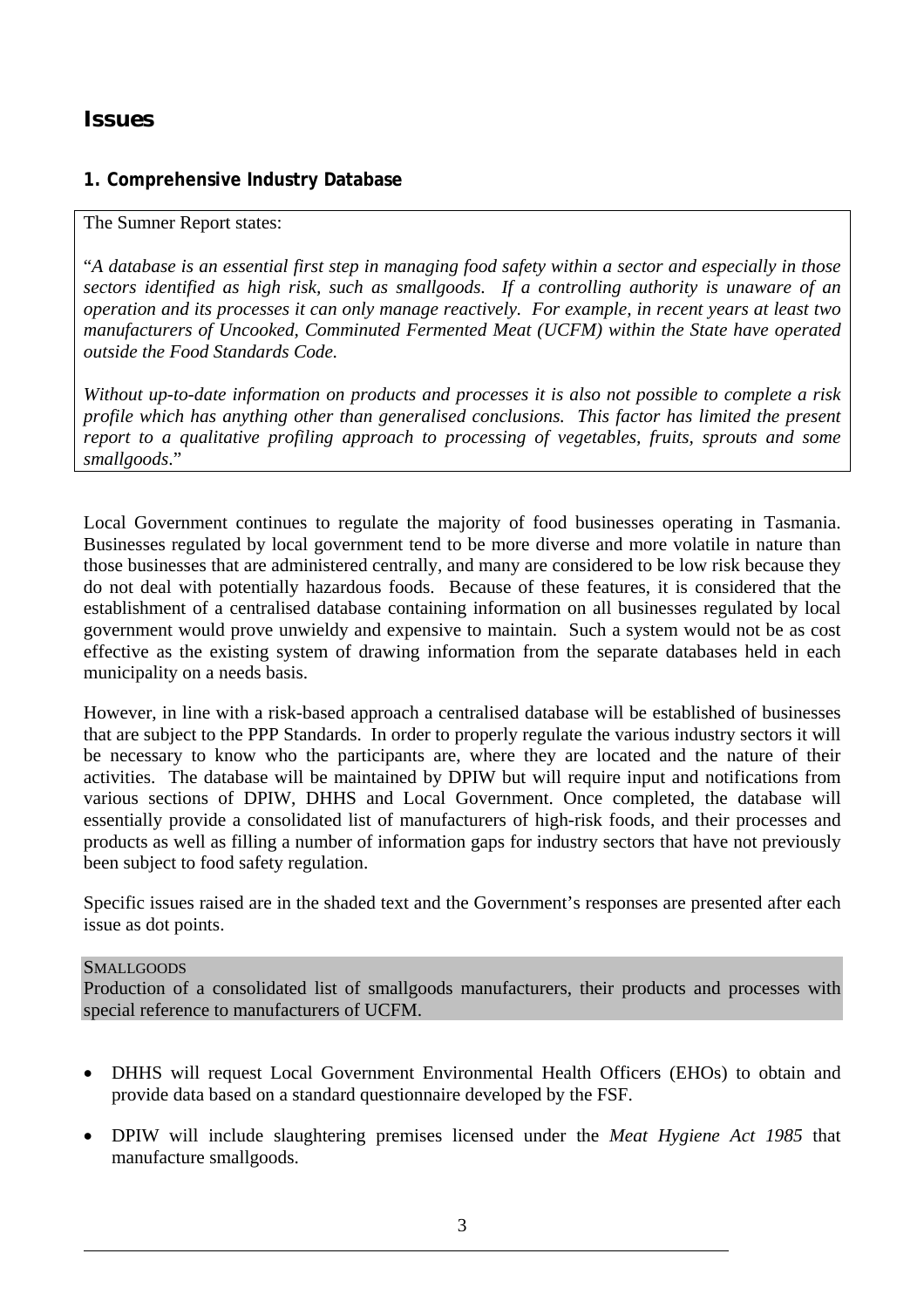## Issues

### 1. Comprehensive Industry Database

> The Sumner Report states:
>
> "*A database is an essential first step in managing food safety within a sector and especially in those sectors identified as high risk, such as smallgoods. If a controlling authority is unaware of an operation and its processes it can only manage reactively. For example, in recent years at least two manufacturers of Uncooked, Comminuted Fermented Meat (UCFM) within the State have operated outside the Food Standards Code.*
>
> *Without up-to-date information on products and processes it is also not possible to complete a risk profile which has anything other than generalised conclusions. This factor has limited the present report to a qualitative profiling approach to processing of vegetables, fruits, sprouts and some smallgoods*."

Local Government continues to regulate the majority of food businesses operating in Tasmania. Businesses regulated by local government tend to be more diverse and more volatile in nature than those businesses that are administered centrally, and many are considered to be low risk because they do not deal with potentially hazardous foods. Because of these features, it is considered that the establishment of a centralised database containing information on all businesses regulated by local government would prove unwieldy and expensive to maintain. Such a system would not be as cost effective as the existing system of drawing information from the separate databases held in each municipality on a needs basis.

However, in line with a risk-based approach a centralised database will be established of businesses that are subject to the PPP Standards. In order to properly regulate the various industry sectors it will be necessary to know who the participants are, where they are located and the nature of their activities. The database will be maintained by DPIW but will require input and notifications from various sections of DPIW, DHHS and Local Government. Once completed, the database will essentially provide a consolidated list of manufacturers of high-risk foods, and their processes and products as well as filling a number of information gaps for industry sectors that have not previously been subject to food safety regulation.

Specific issues raised are in the shaded text and the Government's responses are presented after each issue as dot points.

SMALLGOODS
Production of a consolidated list of smallgoods manufacturers, their products and processes with special reference to manufacturers of UCFM.

- DHHS will request Local Government Environmental Health Officers (EHOs) to obtain and provide data based on a standard questionnaire developed by the FSF.
- DPIW will include slaughtering premises licensed under the *Meat Hygiene Act 1985* that manufacture smallgoods.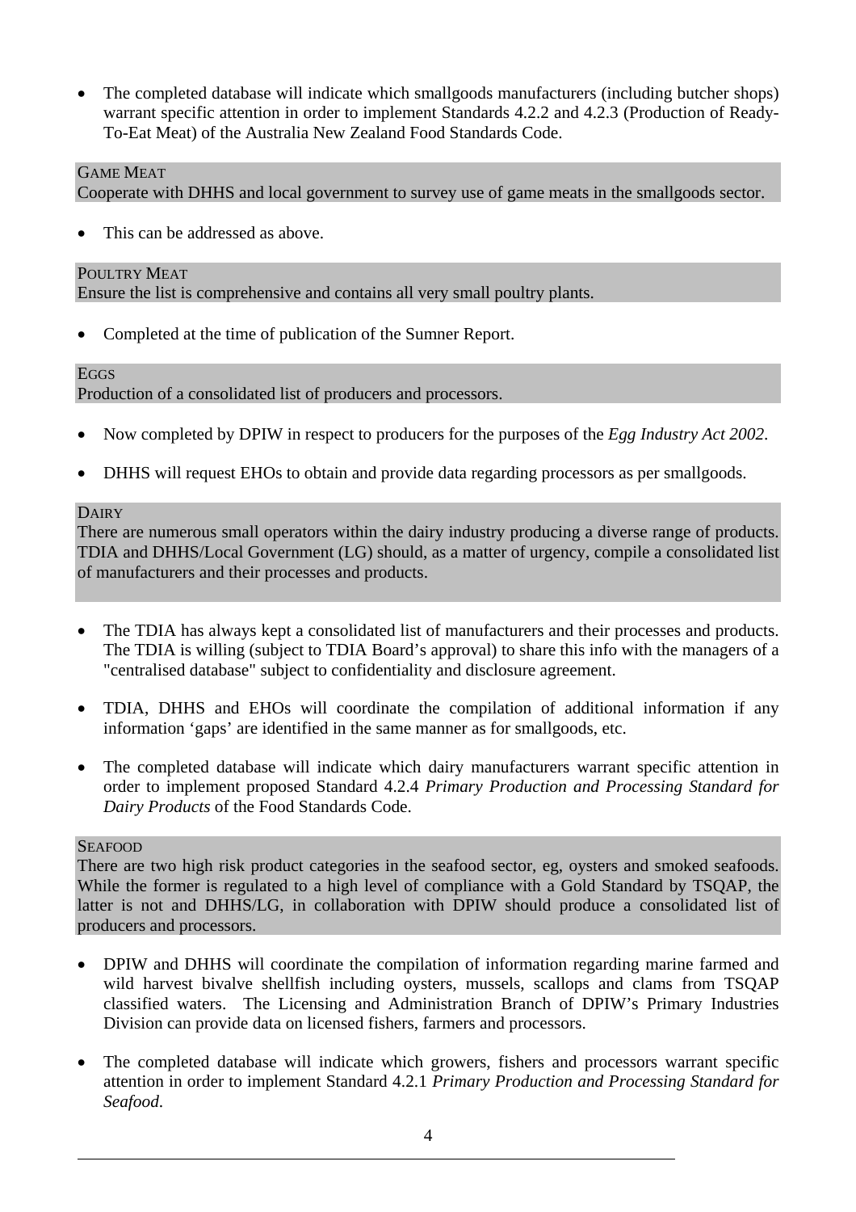- The completed database will indicate which smallgoods manufacturers (including butcher shops) warrant specific attention in order to implement Standards 4.2.2 and 4.2.3 (Production of Ready-To-Eat Meat) of the Australia New Zealand Food Standards Code.

GAME MEAT

Cooperate with DHHS and local government to survey use of game meats in the smallgoods sector.

- This can be addressed as above.

POULTRY MEAT

Ensure the list is comprehensive and contains all very small poultry plants.

- Completed at the time of publication of the Sumner Report.

EGGS

Production of a consolidated list of producers and processors.

- Now completed by DPIW in respect to producers for the purposes of the *Egg Industry Act 2002*.
- DHHS will request EHOs to obtain and provide data regarding processors as per smallgoods.

DAIRY

There are numerous small operators within the dairy industry producing a diverse range of products. TDIA and DHHS/Local Government (LG) should, as a matter of urgency, compile a consolidated list of manufacturers and their processes and products.

- The TDIA has always kept a consolidated list of manufacturers and their processes and products. The TDIA is willing (subject to TDIA Board's approval) to share this info with the managers of a "centralised database" subject to confidentiality and disclosure agreement.
- TDIA, DHHS and EHOs will coordinate the compilation of additional information if any information 'gaps' are identified in the same manner as for smallgoods, etc.
- The completed database will indicate which dairy manufacturers warrant specific attention in order to implement proposed Standard 4.2.4 *Primary Production and Processing Standard for Dairy Products* of the Food Standards Code.

SEAFOOD

There are two high risk product categories in the seafood sector, eg, oysters and smoked seafoods. While the former is regulated to a high level of compliance with a Gold Standard by TSQAP, the latter is not and DHHS/LG, in collaboration with DPIW should produce a consolidated list of producers and processors.

- DPIW and DHHS will coordinate the compilation of information regarding marine farmed and wild harvest bivalve shellfish including oysters, mussels, scallops and clams from TSQAP classified waters. The Licensing and Administration Branch of DPIW's Primary Industries Division can provide data on licensed fishers, farmers and processors.
- The completed database will indicate which growers, fishers and processors warrant specific attention in order to implement Standard 4.2.1 *Primary Production and Processing Standard for Seafood.*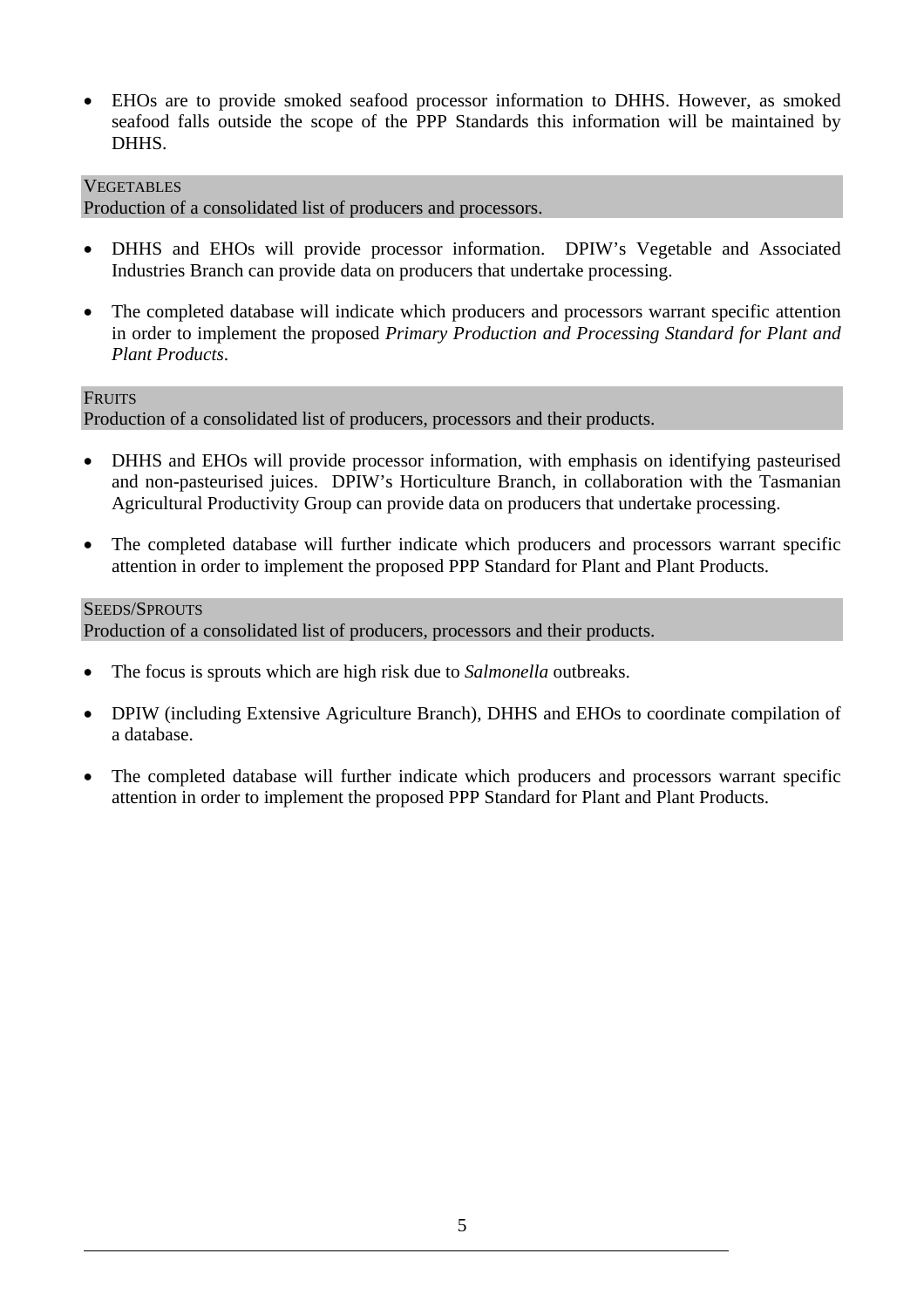- EHOs are to provide smoked seafood processor information to DHHS. However, as smoked seafood falls outside the scope of the PPP Standards this information will be maintained by DHHS.

### VEGETABLES
Production of a consolidated list of producers and processors.

- DHHS and EHOs will provide processor information. DPIW's Vegetable and Associated Industries Branch can provide data on producers that undertake processing.
- The completed database will indicate which producers and processors warrant specific attention in order to implement the proposed *Primary Production and Processing Standard for Plant and Plant Products*.

### FRUITS
Production of a consolidated list of producers, processors and their products.

- DHHS and EHOs will provide processor information, with emphasis on identifying pasteurised and non-pasteurised juices. DPIW's Horticulture Branch, in collaboration with the Tasmanian Agricultural Productivity Group can provide data on producers that undertake processing.
- The completed database will further indicate which producers and processors warrant specific attention in order to implement the proposed PPP Standard for Plant and Plant Products.

### SEEDS/SPROUTS
Production of a consolidated list of producers, processors and their products.

- The focus is sprouts which are high risk due to *Salmonella* outbreaks.
- DPIW (including Extensive Agriculture Branch), DHHS and EHOs to coordinate compilation of a database.
- The completed database will further indicate which producers and processors warrant specific attention in order to implement the proposed PPP Standard for Plant and Plant Products.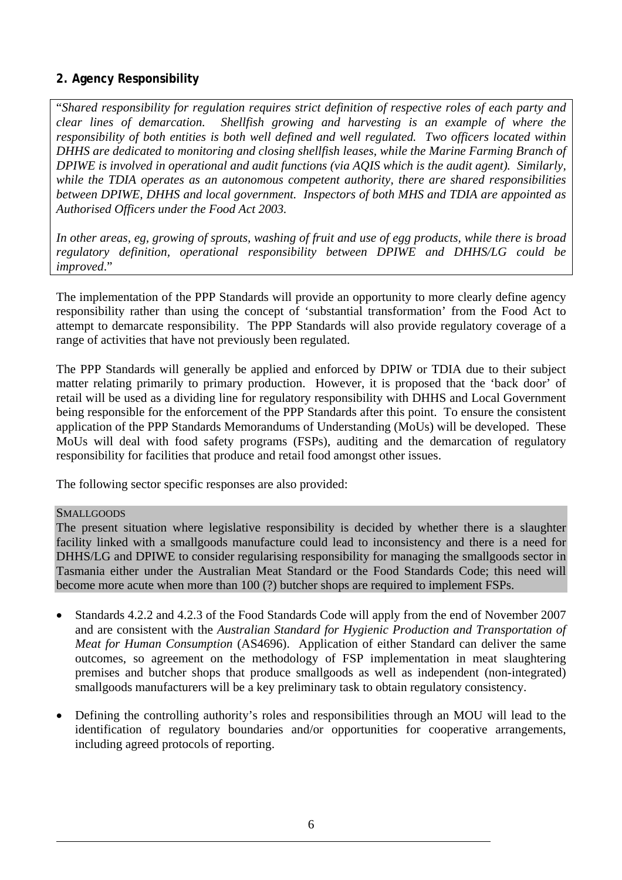## 2. Agency Responsibility

> "*Shared responsibility for regulation requires strict definition of respective roles of each party and clear lines of demarcation. Shellfish growing and harvesting is an example of where the responsibility of both entities is both well defined and well regulated. Two officers located within DHHS are dedicated to monitoring and closing shellfish leases, while the Marine Farming Branch of DPIWE is involved in operational and audit functions (via AQIS which is the audit agent). Similarly, while the TDIA operates as an autonomous competent authority, there are shared responsibilities between DPIWE, DHHS and local government. Inspectors of both MHS and TDIA are appointed as Authorised Officers under the Food Act 2003.*
>
> *In other areas, eg, growing of sprouts, washing of fruit and use of egg products, while there is broad regulatory definition, operational responsibility between DPIWE and DHHS/LG could be improved*."

The implementation of the PPP Standards will provide an opportunity to more clearly define agency responsibility rather than using the concept of 'substantial transformation' from the Food Act to attempt to demarcate responsibility. The PPP Standards will also provide regulatory coverage of a range of activities that have not previously been regulated.

The PPP Standards will generally be applied and enforced by DPIW or TDIA due to their subject matter relating primarily to primary production. However, it is proposed that the 'back door' of retail will be used as a dividing line for regulatory responsibility with DHHS and Local Government being responsible for the enforcement of the PPP Standards after this point. To ensure the consistent application of the PPP Standards Memorandums of Understanding (MoUs) will be developed. These MoUs will deal with food safety programs (FSPs), auditing and the demarcation of regulatory responsibility for facilities that produce and retail food amongst other issues.

The following sector specific responses are also provided:

SMALLGOODS

The present situation where legislative responsibility is decided by whether there is a slaughter facility linked with a smallgoods manufacture could lead to inconsistency and there is a need for DHHS/LG and DPIWE to consider regularising responsibility for managing the smallgoods sector in Tasmania either under the Australian Meat Standard or the Food Standards Code; this need will become more acute when more than 100 (?) butcher shops are required to implement FSPs.

- Standards 4.2.2 and 4.2.3 of the Food Standards Code will apply from the end of November 2007 and are consistent with the *Australian Standard for Hygienic Production and Transportation of Meat for Human Consumption* (AS4696). Application of either Standard can deliver the same outcomes, so agreement on the methodology of FSP implementation in meat slaughtering premises and butcher shops that produce smallgoods as well as independent (non-integrated) smallgoods manufacturers will be a key preliminary task to obtain regulatory consistency.
- Defining the controlling authority's roles and responsibilities through an MOU will lead to the identification of regulatory boundaries and/or opportunities for cooperative arrangements, including agreed protocols of reporting.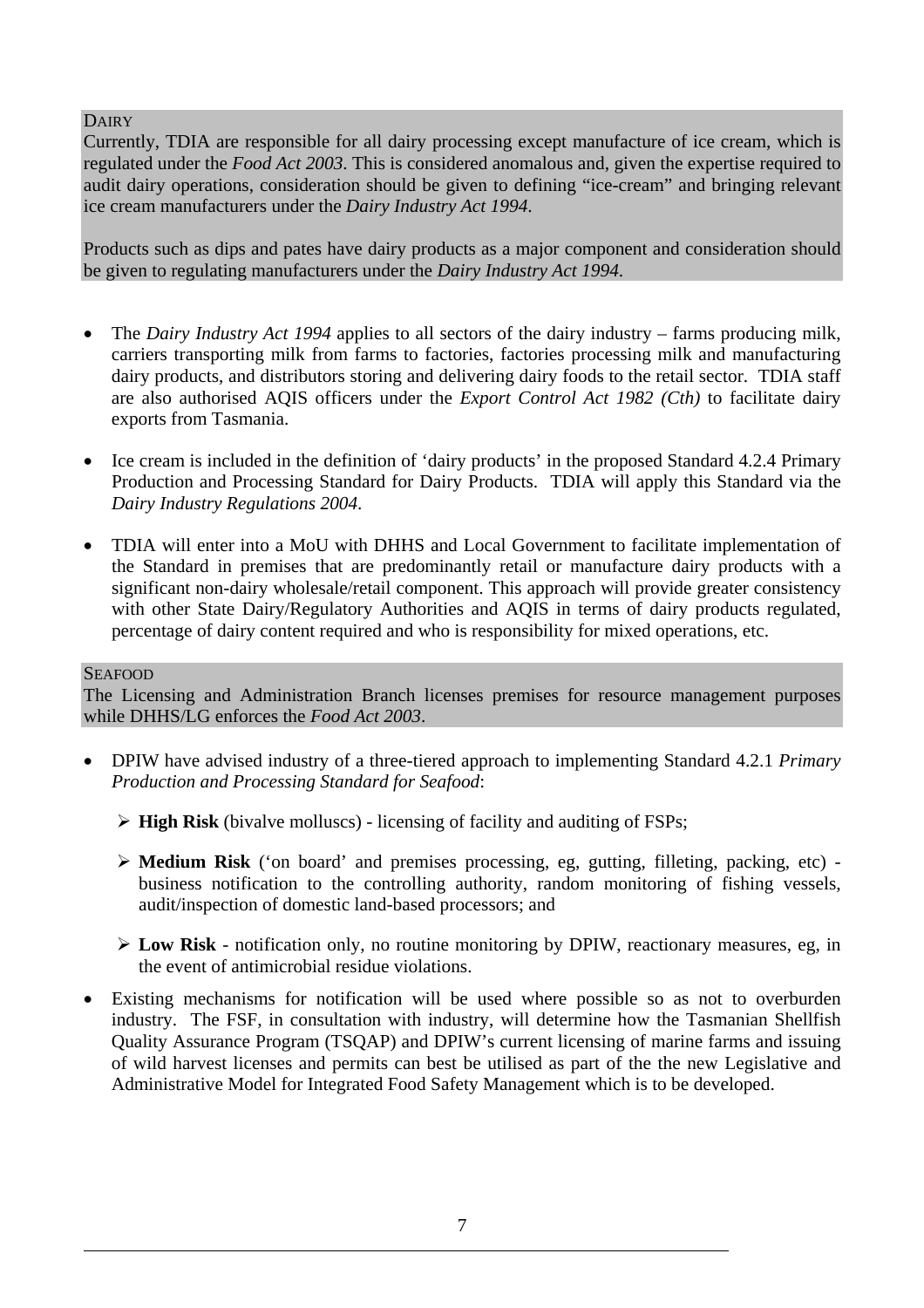### Dairy

Currently, TDIA are responsible for all dairy processing except manufacture of ice cream, which is regulated under the *Food Act 2003*. This is considered anomalous and, given the expertise required to audit dairy operations, consideration should be given to defining "ice-cream" and bringing relevant ice cream manufacturers under the *Dairy Industry Act 1994*.

Products such as dips and pates have dairy products as a major component and consideration should be given to regulating manufacturers under the *Dairy Industry Act 1994*.

- The *Dairy Industry Act 1994* applies to all sectors of the dairy industry – farms producing milk, carriers transporting milk from farms to factories, factories processing milk and manufacturing dairy products, and distributors storing and delivering dairy foods to the retail sector. TDIA staff are also authorised AQIS officers under the *Export Control Act 1982 (Cth)* to facilitate dairy exports from Tasmania.
- Ice cream is included in the definition of 'dairy products' in the proposed Standard 4.2.4 Primary Production and Processing Standard for Dairy Products. TDIA will apply this Standard via the *Dairy Industry Regulations 2004*.
- TDIA will enter into a MoU with DHHS and Local Government to facilitate implementation of the Standard in premises that are predominantly retail or manufacture dairy products with a significant non-dairy wholesale/retail component. This approach will provide greater consistency with other State Dairy/Regulatory Authorities and AQIS in terms of dairy products regulated, percentage of dairy content required and who is responsibility for mixed operations, etc.

### Seafood

The Licensing and Administration Branch licenses premises for resource management purposes while DHHS/LG enforces the *Food Act 2003*.

- DPIW have advised industry of a three-tiered approach to implementing Standard 4.2.1 *Primary Production and Processing Standard for Seafood*:
  - **High Risk** (bivalve molluscs) - licensing of facility and auditing of FSPs;
  - **Medium Risk** ('on board' and premises processing, eg, gutting, filleting, packing, etc) - business notification to the controlling authority, random monitoring of fishing vessels, audit/inspection of domestic land-based processors; and
  - **Low Risk** - notification only, no routine monitoring by DPIW, reactionary measures, eg, in the event of antimicrobial residue violations.
- Existing mechanisms for notification will be used where possible so as not to overburden industry. The FSF, in consultation with industry, will determine how the Tasmanian Shellfish Quality Assurance Program (TSQAP) and DPIW's current licensing of marine farms and issuing of wild harvest licenses and permits can best be utilised as part of the the new Legislative and Administrative Model for Integrated Food Safety Management which is to be developed.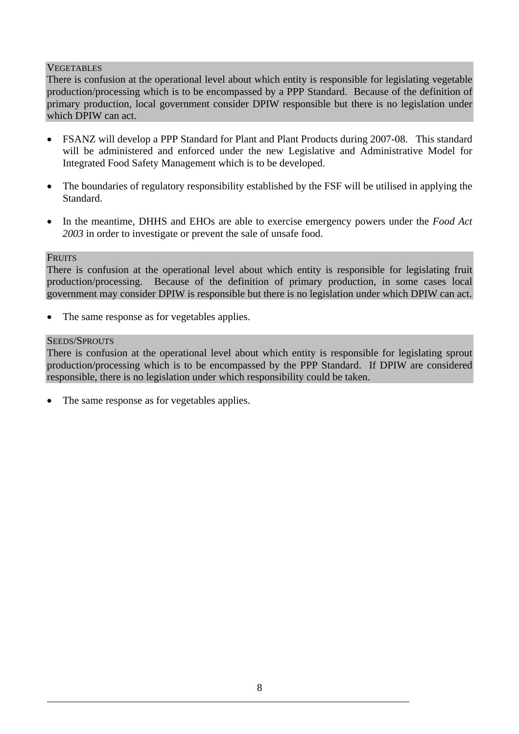VEGETABLES

There is confusion at the operational level about which entity is responsible for legislating vegetable production/processing which is to be encompassed by a PPP Standard. Because of the definition of primary production, local government consider DPIW responsible but there is no legislation under which DPIW can act.

- FSANZ will develop a PPP Standard for Plant and Plant Products during 2007-08. This standard will be administered and enforced under the new Legislative and Administrative Model for Integrated Food Safety Management which is to be developed.

- The boundaries of regulatory responsibility established by the FSF will be utilised in applying the Standard.

- In the meantime, DHHS and EHOs are able to exercise emergency powers under the *Food Act 2003* in order to investigate or prevent the sale of unsafe food.

FRUITS

There is confusion at the operational level about which entity is responsible for legislating fruit production/processing. Because of the definition of primary production, in some cases local government may consider DPIW is responsible but there is no legislation under which DPIW can act.

- The same response as for vegetables applies.

SEEDS/SPROUTS

There is confusion at the operational level about which entity is responsible for legislating sprout production/processing which is to be encompassed by the PPP Standard. If DPIW are considered responsible, there is no legislation under which responsibility could be taken.

- The same response as for vegetables applies.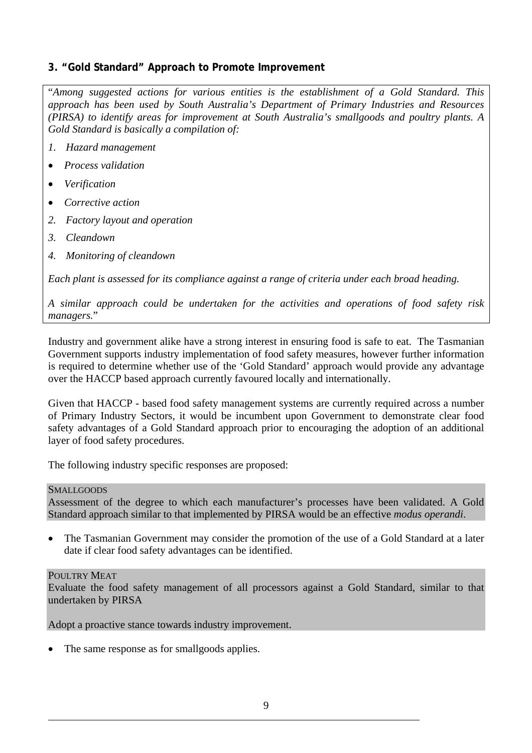### 3. “Gold Standard” Approach to Promote Improvement

> “*Among suggested actions for various entities is the establishment of a Gold Standard. This approach has been used by South Australia’s Department of Primary Industries and Resources (PIRSA) to identify areas for improvement at South Australia’s smallgoods and poultry plants. A Gold Standard is basically a compilation of:*
>
> *1. Hazard management*
>
> - *Process validation*
> - *Verification*
> - *Corrective action*
>
> *2. Factory layout and operation*
>
> *3. Cleandown*
>
> *4. Monitoring of cleandown*
>
> *Each plant is assessed for its compliance against a range of criteria under each broad heading.*
>
> *A similar approach could be undertaken for the activities and operations of food safety risk managers.*”

Industry and government alike have a strong interest in ensuring food is safe to eat. The Tasmanian Government supports industry implementation of food safety measures, however further information is required to determine whether use of the ‘Gold Standard’ approach would provide any advantage over the HACCP based approach currently favoured locally and internationally.

Given that HACCP - based food safety management systems are currently required across a number of Primary Industry Sectors, it would be incumbent upon Government to demonstrate clear food safety advantages of a Gold Standard approach prior to encouraging the adoption of an additional layer of food safety procedures.

The following industry specific responses are proposed:

SMALLGOODS

Assessment of the degree to which each manufacturer’s processes have been validated. A Gold Standard approach similar to that implemented by PIRSA would be an effective *modus operandi*.

- The Tasmanian Government may consider the promotion of the use of a Gold Standard at a later date if clear food safety advantages can be identified.

POULTRY MEAT

Evaluate the food safety management of all processors against a Gold Standard, similar to that undertaken by PIRSA

Adopt a proactive stance towards industry improvement.

- The same response as for smallgoods applies.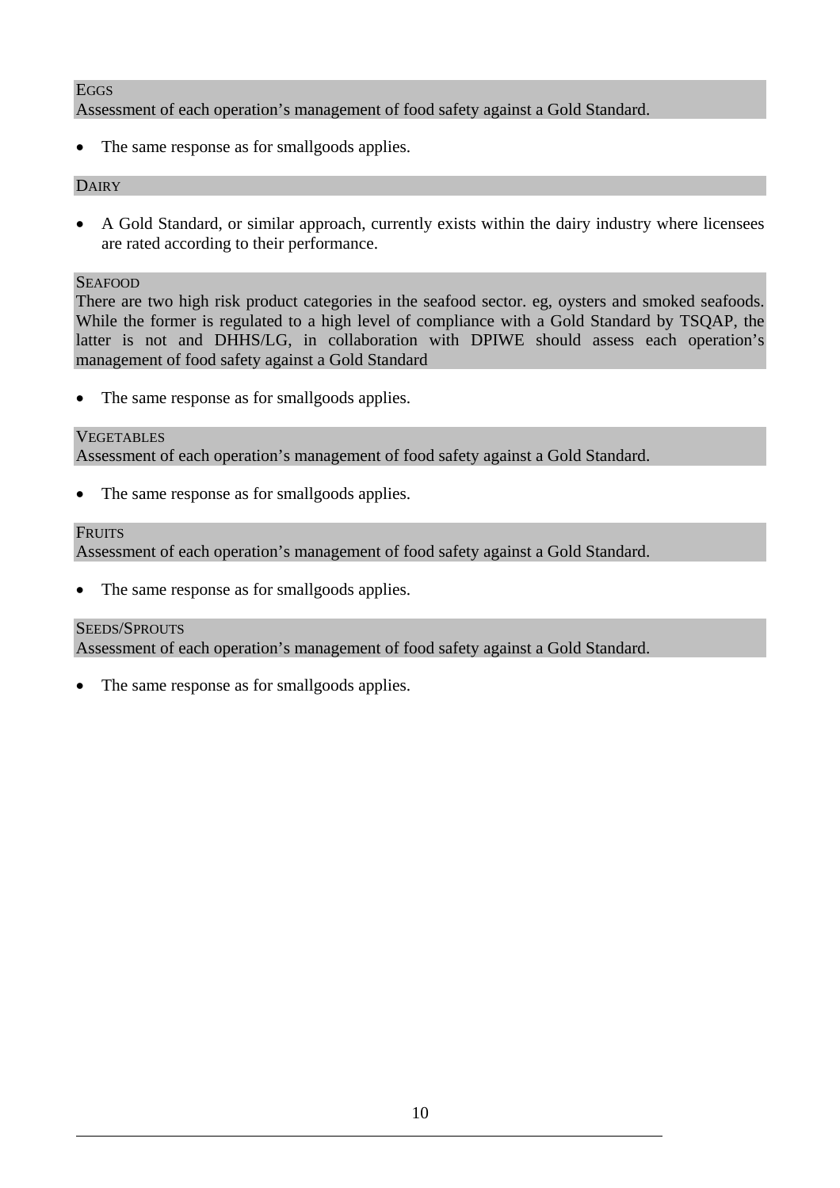EGGS

Assessment of each operation's management of food safety against a Gold Standard.

- The same response as for smallgoods applies.

DAIRY

- A Gold Standard, or similar approach, currently exists within the dairy industry where licensees are rated according to their performance.

SEAFOOD

There are two high risk product categories in the seafood sector. eg, oysters and smoked seafoods. While the former is regulated to a high level of compliance with a Gold Standard by TSQAP, the latter is not and DHHS/LG, in collaboration with DPIWE should assess each operation's management of food safety against a Gold Standard

- The same response as for smallgoods applies.

VEGETABLES

Assessment of each operation's management of food safety against a Gold Standard.

- The same response as for smallgoods applies.

FRUITS

Assessment of each operation's management of food safety against a Gold Standard.

- The same response as for smallgoods applies.

SEEDS/SPROUTS

Assessment of each operation's management of food safety against a Gold Standard.

- The same response as for smallgoods applies.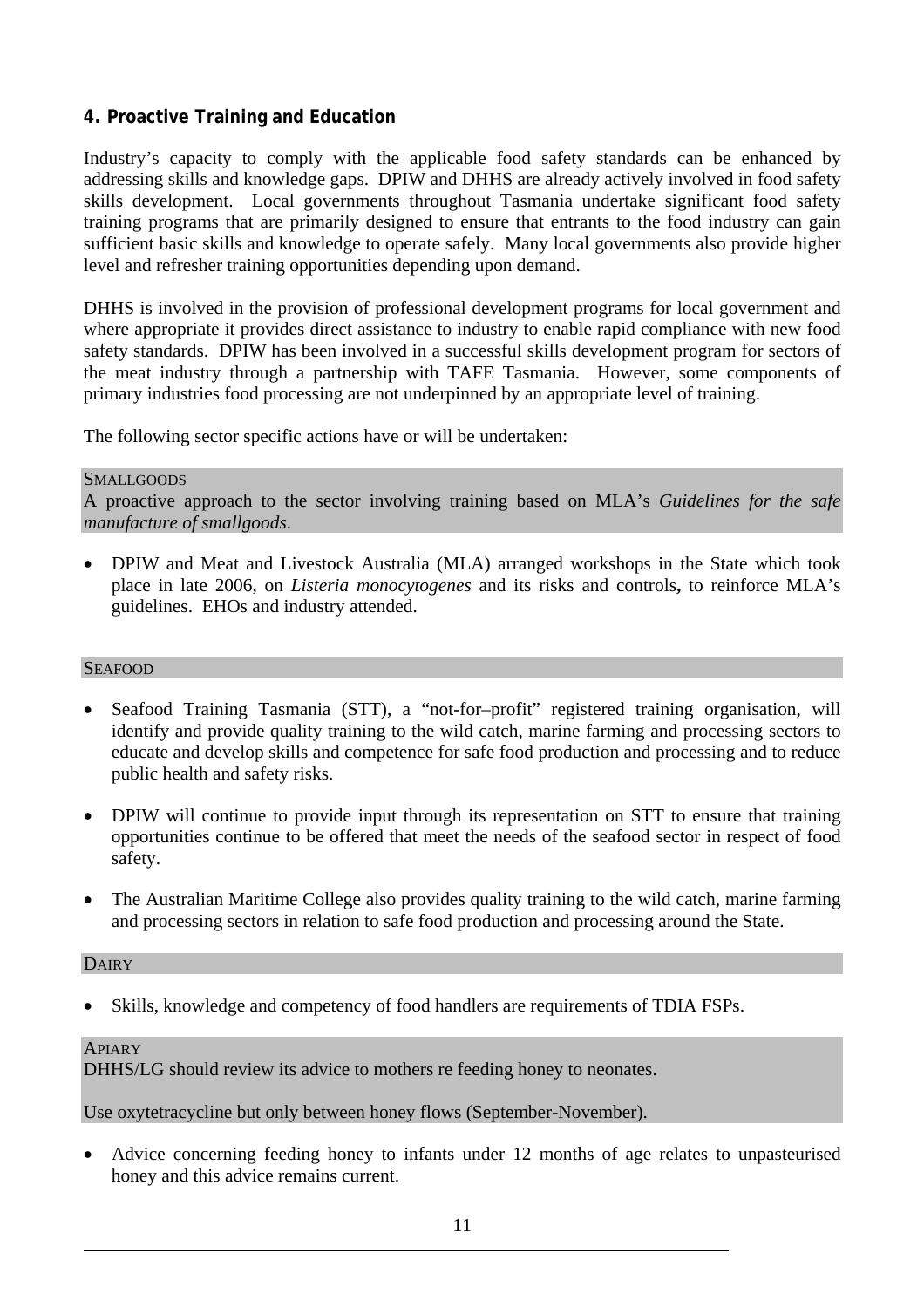## 4. Proactive Training and Education

Industry's capacity to comply with the applicable food safety standards can be enhanced by addressing skills and knowledge gaps. DPIW and DHHS are already actively involved in food safety skills development. Local governments throughout Tasmania undertake significant food safety training programs that are primarily designed to ensure that entrants to the food industry can gain sufficient basic skills and knowledge to operate safely. Many local governments also provide higher level and refresher training opportunities depending upon demand.

DHHS is involved in the provision of professional development programs for local government and where appropriate it provides direct assistance to industry to enable rapid compliance with new food safety standards. DPIW has been involved in a successful skills development program for sectors of the meat industry through a partnership with TAFE Tasmania. However, some components of primary industries food processing are not underpinned by an appropriate level of training.

The following sector specific actions have or will be undertaken:

SMALLGOODS

A proactive approach to the sector involving training based on MLA's *Guidelines for the safe manufacture of smallgoods*.

- DPIW and Meat and Livestock Australia (MLA) arranged workshops in the State which took place in late 2006, on *Listeria monocytogenes* and its risks and controls**,** to reinforce MLA's guidelines. EHOs and industry attended.

SEAFOOD

- Seafood Training Tasmania (STT), a "not-for–profit" registered training organisation, will identify and provide quality training to the wild catch, marine farming and processing sectors to educate and develop skills and competence for safe food production and processing and to reduce public health and safety risks.
- DPIW will continue to provide input through its representation on STT to ensure that training opportunities continue to be offered that meet the needs of the seafood sector in respect of food safety.
- The Australian Maritime College also provides quality training to the wild catch, marine farming and processing sectors in relation to safe food production and processing around the State.

DAIRY

- Skills, knowledge and competency of food handlers are requirements of TDIA FSPs.

APIARY

DHHS/LG should review its advice to mothers re feeding honey to neonates.

Use oxytetracycline but only between honey flows (September-November).

- Advice concerning feeding honey to infants under 12 months of age relates to unpasteurised honey and this advice remains current.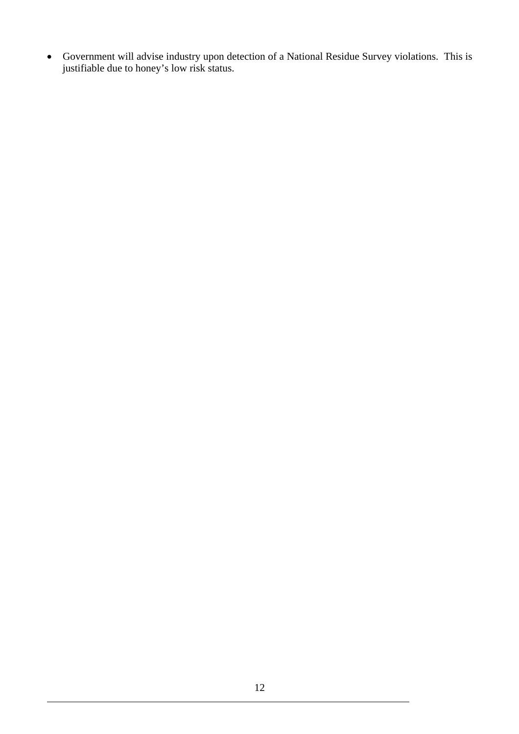- Government will advise industry upon detection of a National Residue Survey violations. This is justifiable due to honey's low risk status.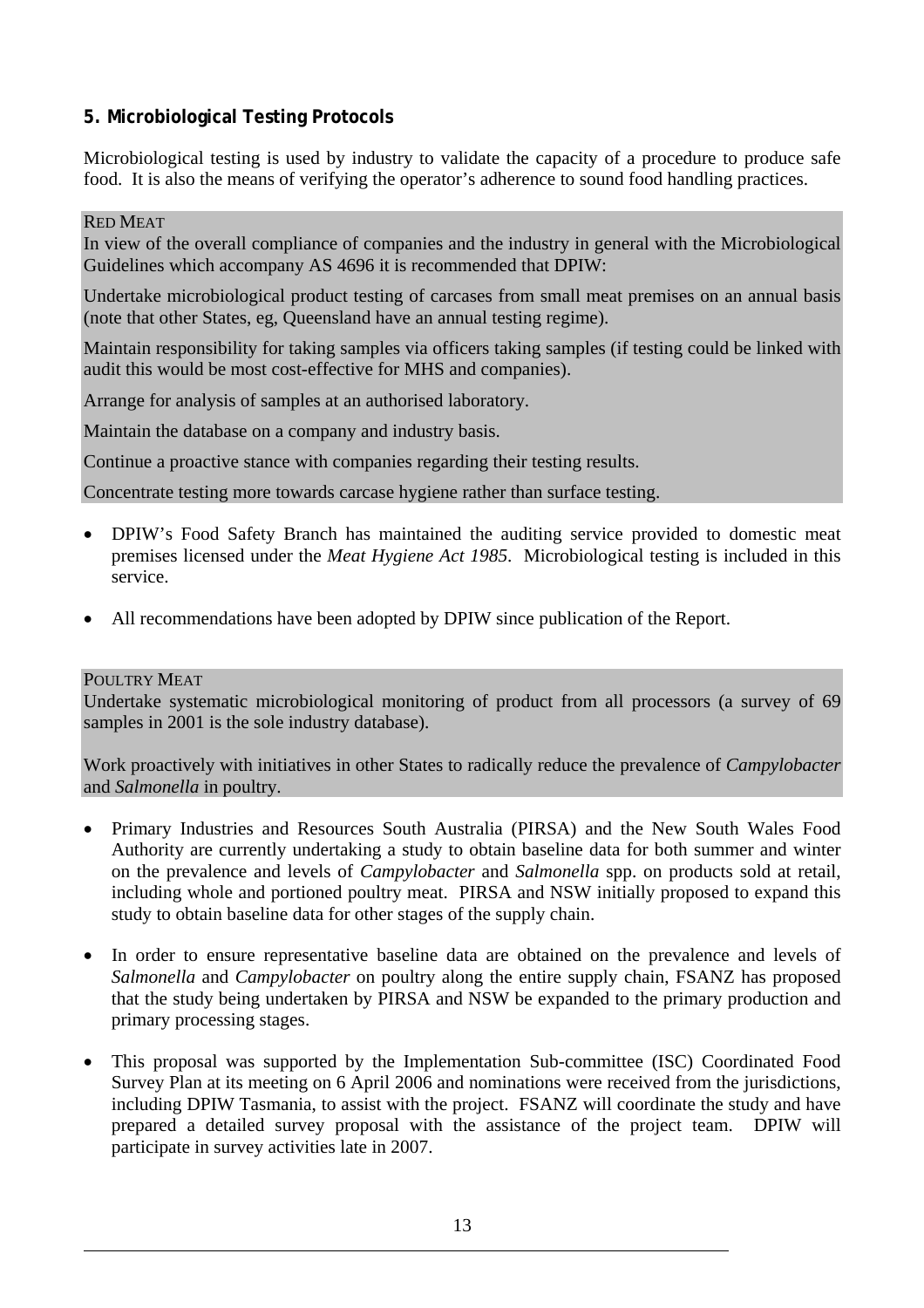## 5. Microbiological Testing Protocols

Microbiological testing is used by industry to validate the capacity of a procedure to produce safe food. It is also the means of verifying the operator's adherence to sound food handling practices.

RED MEAT

In view of the overall compliance of companies and the industry in general with the Microbiological Guidelines which accompany AS 4696 it is recommended that DPIW:

Undertake microbiological product testing of carcases from small meat premises on an annual basis (note that other States, eg, Queensland have an annual testing regime).

Maintain responsibility for taking samples via officers taking samples (if testing could be linked with audit this would be most cost-effective for MHS and companies).

Arrange for analysis of samples at an authorised laboratory.

Maintain the database on a company and industry basis.

Continue a proactive stance with companies regarding their testing results.

Concentrate testing more towards carcase hygiene rather than surface testing.

- DPIW's Food Safety Branch has maintained the auditing service provided to domestic meat premises licensed under the *Meat Hygiene Act 1985*. Microbiological testing is included in this service.
- All recommendations have been adopted by DPIW since publication of the Report.

POULTRY MEAT

Undertake systematic microbiological monitoring of product from all processors (a survey of 69 samples in 2001 is the sole industry database).

Work proactively with initiatives in other States to radically reduce the prevalence of *Campylobacter* and *Salmonella* in poultry.

- Primary Industries and Resources South Australia (PIRSA) and the New South Wales Food Authority are currently undertaking a study to obtain baseline data for both summer and winter on the prevalence and levels of *Campylobacter* and *Salmonella* spp. on products sold at retail, including whole and portioned poultry meat. PIRSA and NSW initially proposed to expand this study to obtain baseline data for other stages of the supply chain.
- In order to ensure representative baseline data are obtained on the prevalence and levels of *Salmonella* and *Campylobacter* on poultry along the entire supply chain, FSANZ has proposed that the study being undertaken by PIRSA and NSW be expanded to the primary production and primary processing stages.
- This proposal was supported by the Implementation Sub-committee (ISC) Coordinated Food Survey Plan at its meeting on 6 April 2006 and nominations were received from the jurisdictions, including DPIW Tasmania, to assist with the project. FSANZ will coordinate the study and have prepared a detailed survey proposal with the assistance of the project team. DPIW will participate in survey activities late in 2007.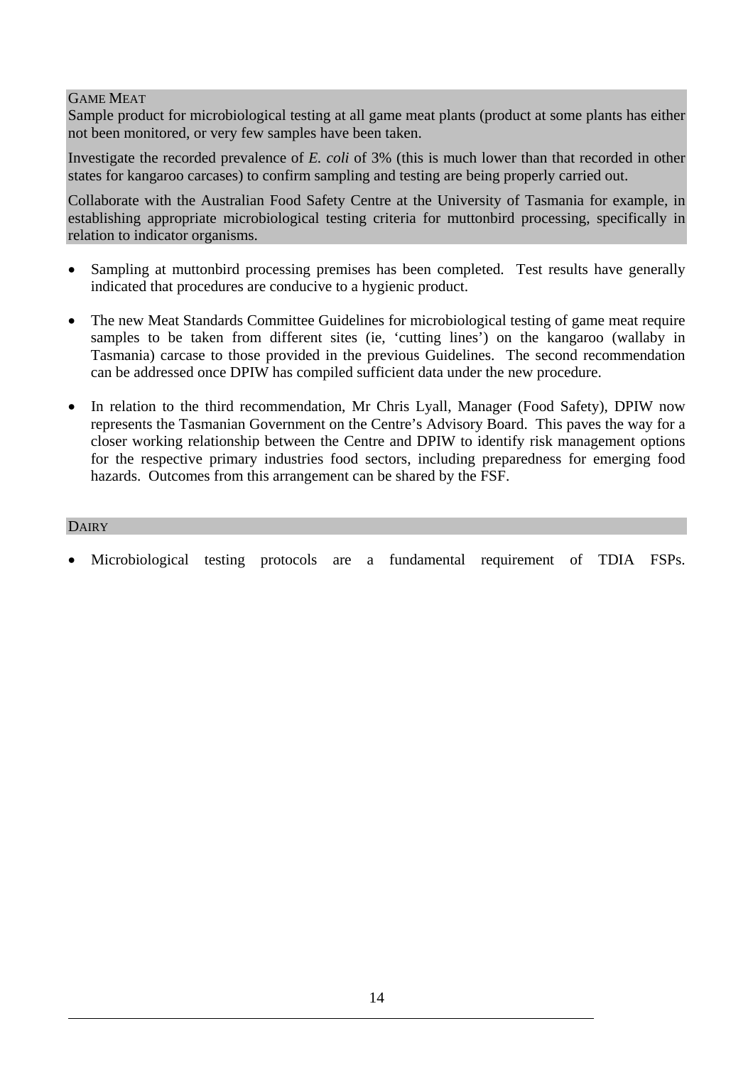### GAME MEAT

Sample product for microbiological testing at all game meat plants (product at some plants has either not been monitored, or very few samples have been taken.

Investigate the recorded prevalence of *E. coli* of 3% (this is much lower than that recorded in other states for kangaroo carcases) to confirm sampling and testing are being properly carried out.

Collaborate with the Australian Food Safety Centre at the University of Tasmania for example, in establishing appropriate microbiological testing criteria for muttonbird processing, specifically in relation to indicator organisms.

- Sampling at muttonbird processing premises has been completed. Test results have generally indicated that procedures are conducive to a hygienic product.
- The new Meat Standards Committee Guidelines for microbiological testing of game meat require samples to be taken from different sites (ie, 'cutting lines') on the kangaroo (wallaby in Tasmania) carcase to those provided in the previous Guidelines. The second recommendation can be addressed once DPIW has compiled sufficient data under the new procedure.
- In relation to the third recommendation, Mr Chris Lyall, Manager (Food Safety), DPIW now represents the Tasmanian Government on the Centre's Advisory Board. This paves the way for a closer working relationship between the Centre and DPIW to identify risk management options for the respective primary industries food sectors, including preparedness for emerging food hazards. Outcomes from this arrangement can be shared by the FSF.

### DAIRY

- Microbiological testing protocols are a fundamental requirement of TDIA FSPs.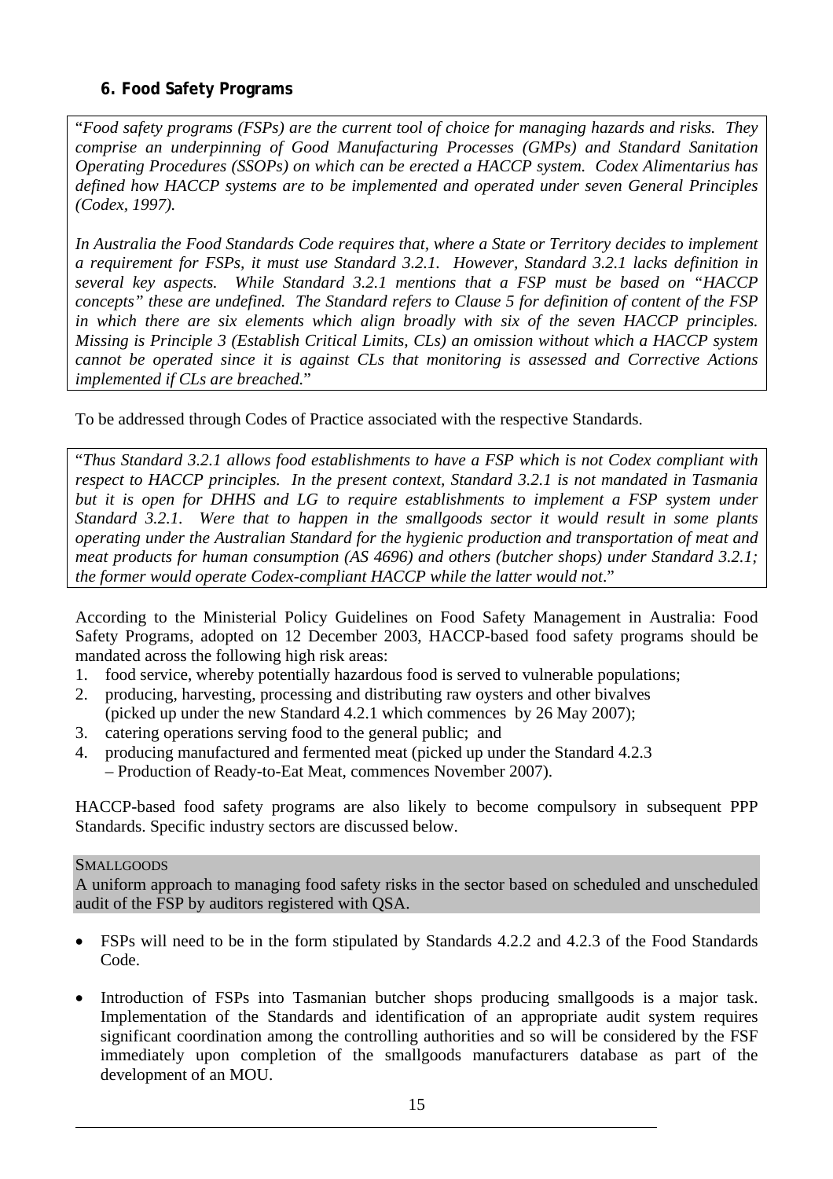### 6. Food Safety Programs

> "*Food safety programs (FSPs) are the current tool of choice for managing hazards and risks. They comprise an underpinning of Good Manufacturing Processes (GMPs) and Standard Sanitation Operating Procedures (SSOPs) on which can be erected a HACCP system. Codex Alimentarius has defined how HACCP systems are to be implemented and operated under seven General Principles (Codex, 1997).*
>
> *In Australia the Food Standards Code requires that, where a State or Territory decides to implement a requirement for FSPs, it must use Standard 3.2.1. However, Standard 3.2.1 lacks definition in several key aspects. While Standard 3.2.1 mentions that a FSP must be based on "HACCP concepts" these are undefined. The Standard refers to Clause 5 for definition of content of the FSP in which there are six elements which align broadly with six of the seven HACCP principles. Missing is Principle 3 (Establish Critical Limits, CLs) an omission without which a HACCP system cannot be operated since it is against CLs that monitoring is assessed and Corrective Actions implemented if CLs are breached.*"

To be addressed through Codes of Practice associated with the respective Standards.

> "*Thus Standard 3.2.1 allows food establishments to have a FSP which is not Codex compliant with respect to HACCP principles. In the present context, Standard 3.2.1 is not mandated in Tasmania but it is open for DHHS and LG to require establishments to implement a FSP system under Standard 3.2.1. Were that to happen in the smallgoods sector it would result in some plants operating under the Australian Standard for the hygienic production and transportation of meat and meat products for human consumption (AS 4696) and others (butcher shops) under Standard 3.2.1; the former would operate Codex-compliant HACCP while the latter would not*."

According to the Ministerial Policy Guidelines on Food Safety Management in Australia: Food Safety Programs, adopted on 12 December 2003, HACCP-based food safety programs should be mandated across the following high risk areas:

1. food service, whereby potentially hazardous food is served to vulnerable populations;
2. producing, harvesting, processing and distributing raw oysters and other bivalves (picked up under the new Standard 4.2.1 which commences by 26 May 2007);
3. catering operations serving food to the general public; and
4. producing manufactured and fermented meat (picked up under the Standard 4.2.3 – Production of Ready-to-Eat Meat, commences November 2007).

HACCP-based food safety programs are also likely to become compulsory in subsequent PPP Standards. Specific industry sectors are discussed below.

SMALLGOODS

A uniform approach to managing food safety risks in the sector based on scheduled and unscheduled audit of the FSP by auditors registered with QSA.

- FSPs will need to be in the form stipulated by Standards 4.2.2 and 4.2.3 of the Food Standards Code.
- Introduction of FSPs into Tasmanian butcher shops producing smallgoods is a major task. Implementation of the Standards and identification of an appropriate audit system requires significant coordination among the controlling authorities and so will be considered by the FSF immediately upon completion of the smallgoods manufacturers database as part of the development of an MOU.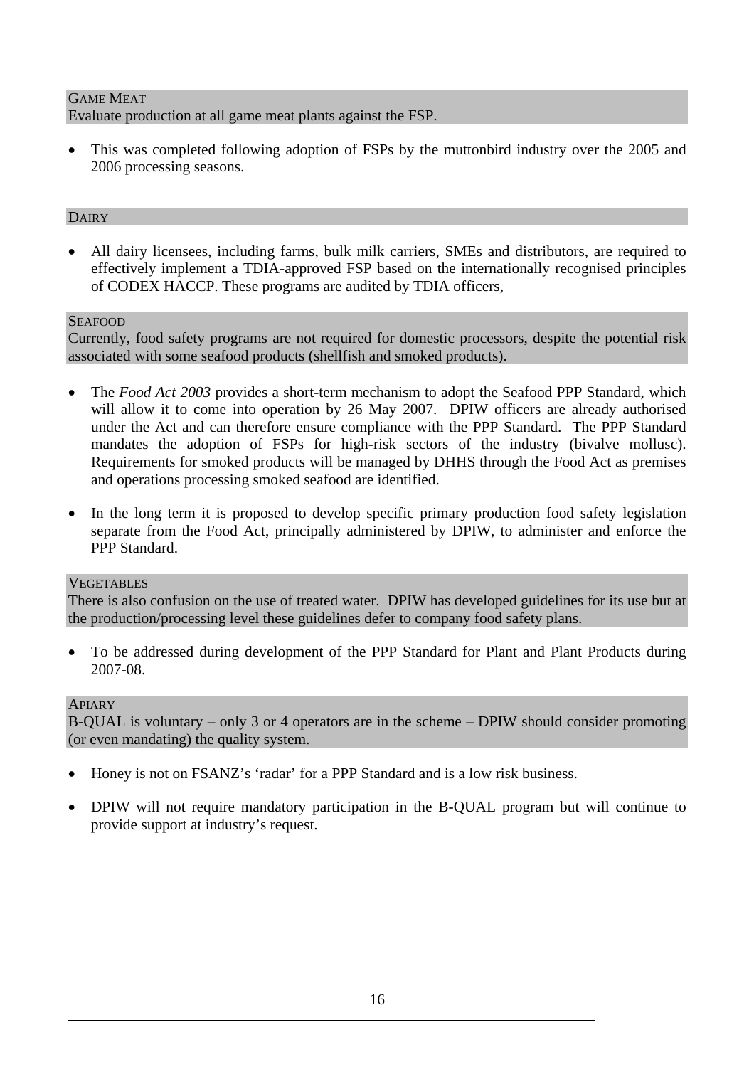### GAME MEAT

Evaluate production at all game meat plants against the FSP.

- This was completed following adoption of FSPs by the muttonbird industry over the 2005 and 2006 processing seasons.

### DAIRY

- All dairy licensees, including farms, bulk milk carriers, SMEs and distributors, are required to effectively implement a TDIA-approved FSP based on the internationally recognised principles of CODEX HACCP. These programs are audited by TDIA officers,

### SEAFOOD

Currently, food safety programs are not required for domestic processors, despite the potential risk associated with some seafood products (shellfish and smoked products).

- The *Food Act 2003* provides a short-term mechanism to adopt the Seafood PPP Standard, which will allow it to come into operation by 26 May 2007. DPIW officers are already authorised under the Act and can therefore ensure compliance with the PPP Standard. The PPP Standard mandates the adoption of FSPs for high-risk sectors of the industry (bivalve mollusc). Requirements for smoked products will be managed by DHHS through the Food Act as premises and operations processing smoked seafood are identified.

- In the long term it is proposed to develop specific primary production food safety legislation separate from the Food Act, principally administered by DPIW, to administer and enforce the PPP Standard.

### VEGETABLES

There is also confusion on the use of treated water. DPIW has developed guidelines for its use but at the production/processing level these guidelines defer to company food safety plans.

- To be addressed during development of the PPP Standard for Plant and Plant Products during 2007-08.

### APIARY

B-QUAL is voluntary – only 3 or 4 operators are in the scheme – DPIW should consider promoting (or even mandating) the quality system.

- Honey is not on FSANZ's 'radar' for a PPP Standard and is a low risk business.

- DPIW will not require mandatory participation in the B-QUAL program but will continue to provide support at industry's request.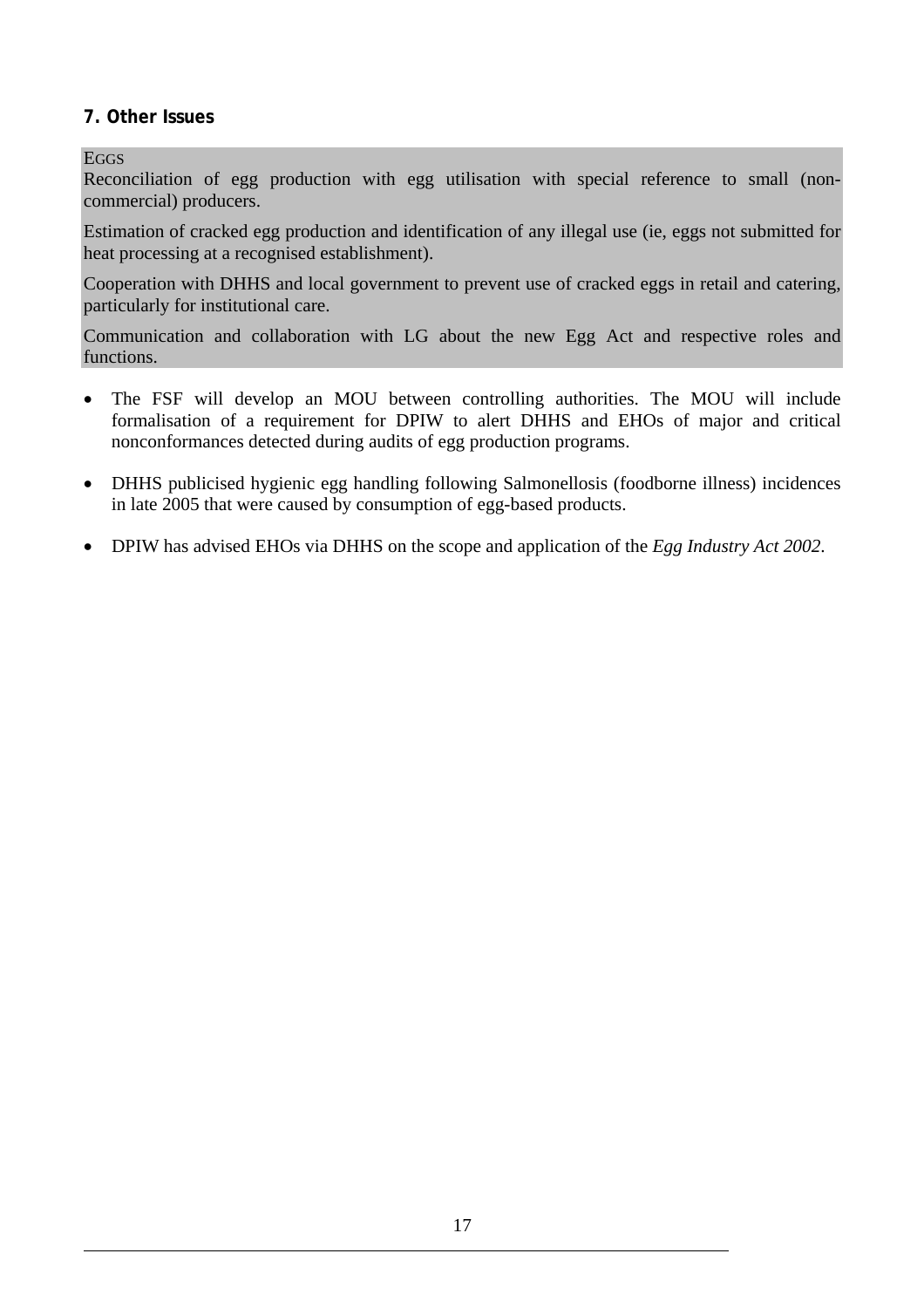## 7. Other Issues

EGGS

Reconciliation of egg production with egg utilisation with special reference to small (non-commercial) producers.

Estimation of cracked egg production and identification of any illegal use (ie, eggs not submitted for heat processing at a recognised establishment).

Cooperation with DHHS and local government to prevent use of cracked eggs in retail and catering, particularly for institutional care.

Communication and collaboration with LG about the new Egg Act and respective roles and functions.

- The FSF will develop an MOU between controlling authorities. The MOU will include formalisation of a requirement for DPIW to alert DHHS and EHOs of major and critical nonconformances detected during audits of egg production programs.
- DHHS publicised hygienic egg handling following Salmonellosis (foodborne illness) incidences in late 2005 that were caused by consumption of egg-based products.
- DPIW has advised EHOs via DHHS on the scope and application of the *Egg Industry Act 2002*.